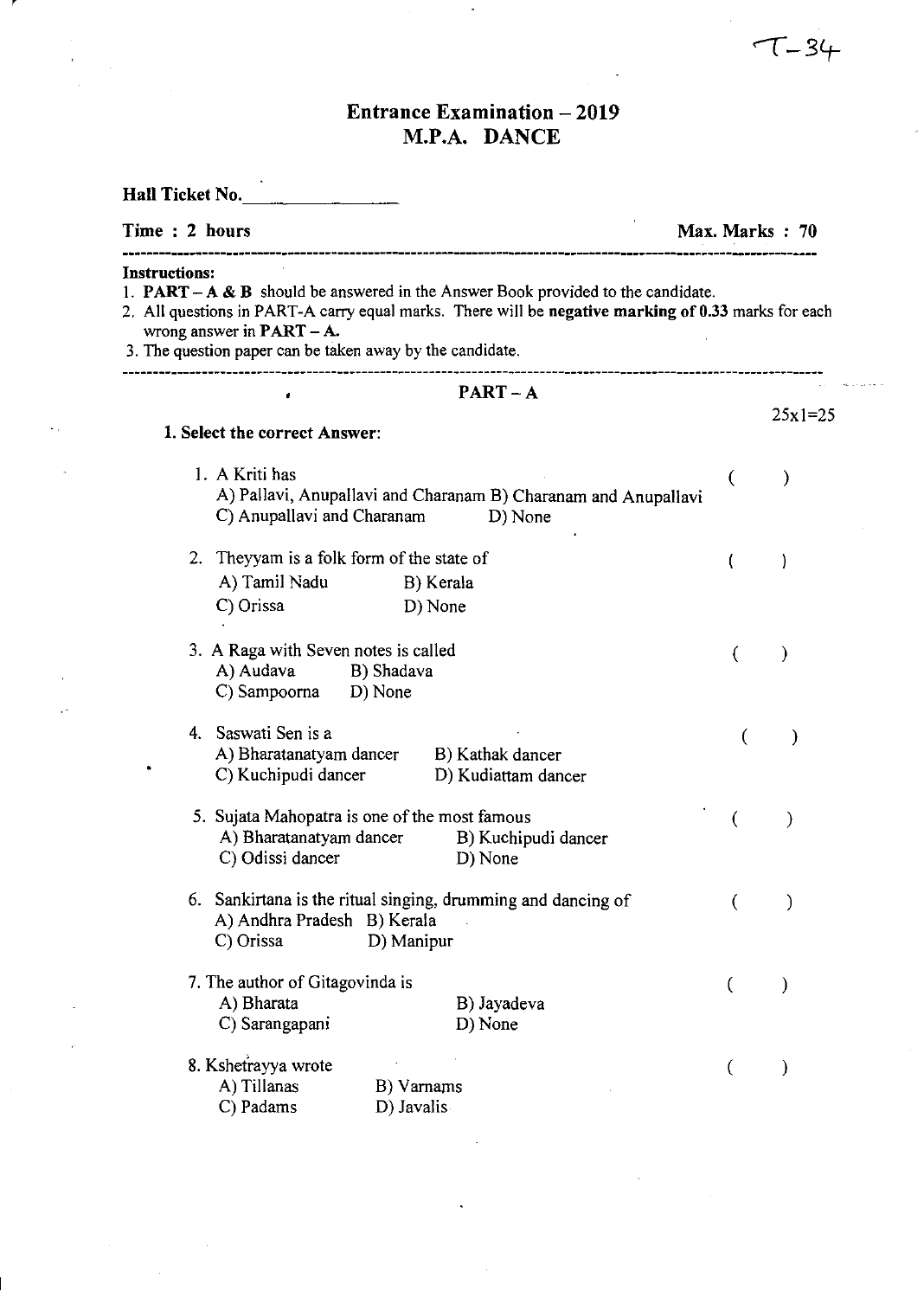T-34

# Entrance Examination – 2019
## M.P.A. DANCE

**Hall Ticket No.** ________________

**Time : 2 hours** **Max. Marks : 70**

---

**Instructions:**

1. **PART – A & B** should be answered in the Answer Book provided to the candidate.
2. All questions in PART-A carry equal marks. There will be **negative marking of 0.33** marks for each wrong answer in **PART – A.**
3. The question paper can be taken away by the candidate.

---

## PART – A

25x1=25

**1. Select the correct Answer:**

1. A Kriti has ( )
   A) Pallavi, Anupallavi and Charanam B) Charanam and Anupallavi
   C) Anupallavi and Charanam D) None

2. Theyyam is a folk form of the state of ( )
   A) Tamil Nadu B) Kerala
   C) Orissa D) None

3. A Raga with Seven notes is called ( )
   A) Audava B) Shadava
   C) Sampoorna D) None

4. Saswati Sen is a ( )
   A) Bharatanatyam dancer B) Kathak dancer
   C) Kuchipudi dancer D) Kudiattam dancer

5. Sujata Mahopatra is one of the most famous ( )
   A) Bharatanatyam dancer B) Kuchipudi dancer
   C) Odissi dancer D) None

6. Sankirtana is the ritual singing, drumming and dancing of ( )
   A) Andhra Pradesh B) Kerala
   C) Orissa D) Manipur

7. The author of Gitagovinda is ( )
   A) Bharata B) Jayadeva
   C) Sarangapani D) None

8. Kshetrayya wrote ( )
   A) Tillanas B) Varnams
   C) Padams D) Javalis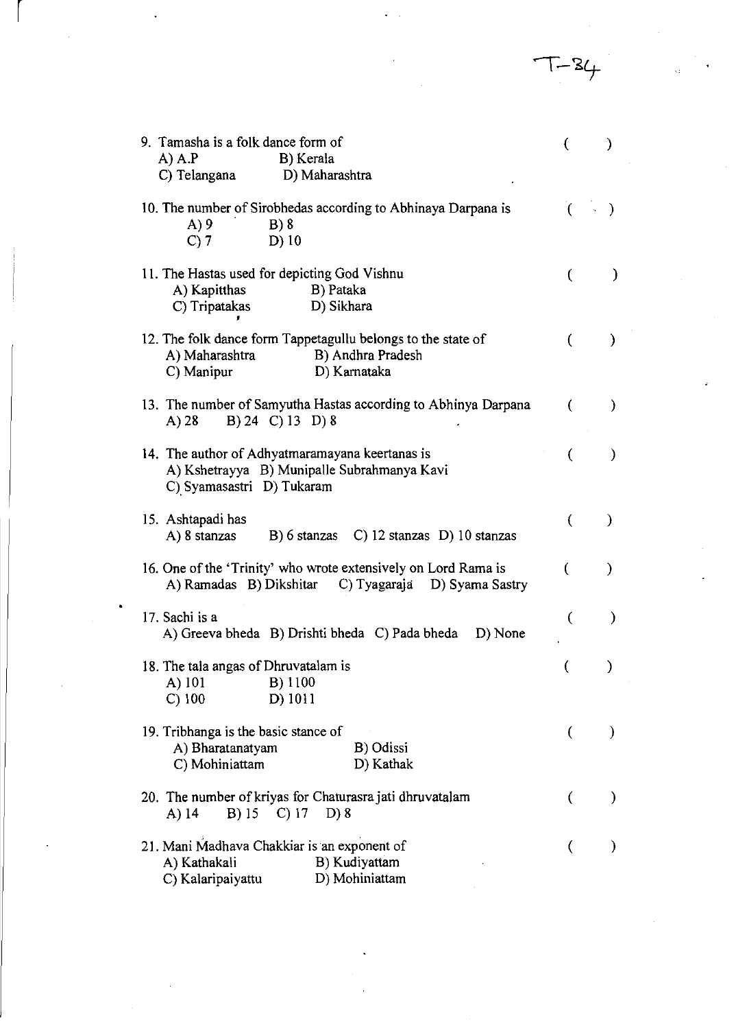9. Tamasha is a folk dance form of ( )
   A) A.P B) Kerala
   C) Telangana D) Maharashtra

10. The number of Sirobhedas according to Abhinaya Darpana is ( )
    A) 9 B) 8
    C) 7 D) 10

11. The Hastas used for depicting God Vishnu ( )
    A) Kapitthas B) Pataka
    C) Tripatakas D) Sikhara

12. The folk dance form Tappetagullu belongs to the state of ( )
    A) Maharashtra B) Andhra Pradesh
    C) Manipur D) Karnataka

13. The number of Samyutha Hastas according to Abhinya Darpana ( )
    A) 28 B) 24 C) 13 D) 8

14. The author of Adhyatmaramayana keertanas is ( )
    A) Kshetrayya B) Munipalle Subrahmanya Kavi
    C) Syamasastri D) Tukaram

15. Ashtapadi has ( )
    A) 8 stanzas B) 6 stanzas C) 12 stanzas D) 10 stanzas

16. One of the 'Trinity' who wrote extensively on Lord Rama is ( )
    A) Ramadas B) Dikshitar C) Tyagaraja D) Syama Sastry

17. Sachi is a ( )
    A) Greeva bheda B) Drishti bheda C) Pada bheda D) None

18. The tala angas of Dhruvatalam is ( )
    A) 101 B) 1100
    C) 100 D) 1011

19. Tribhanga is the basic stance of ( )
    A) Bharatanatyam B) Odissi
    C) Mohiniattam D) Kathak

20. The number of kriyas for Chaturasra jati dhruvatalam ( )
    A) 14 B) 15 C) 17 D) 8

21. Mani Madhava Chakkiar is an exponent of ( )
    A) Kathakali B) Kudiyattam
    C) Kalaripaiyattu D) Mohiniattam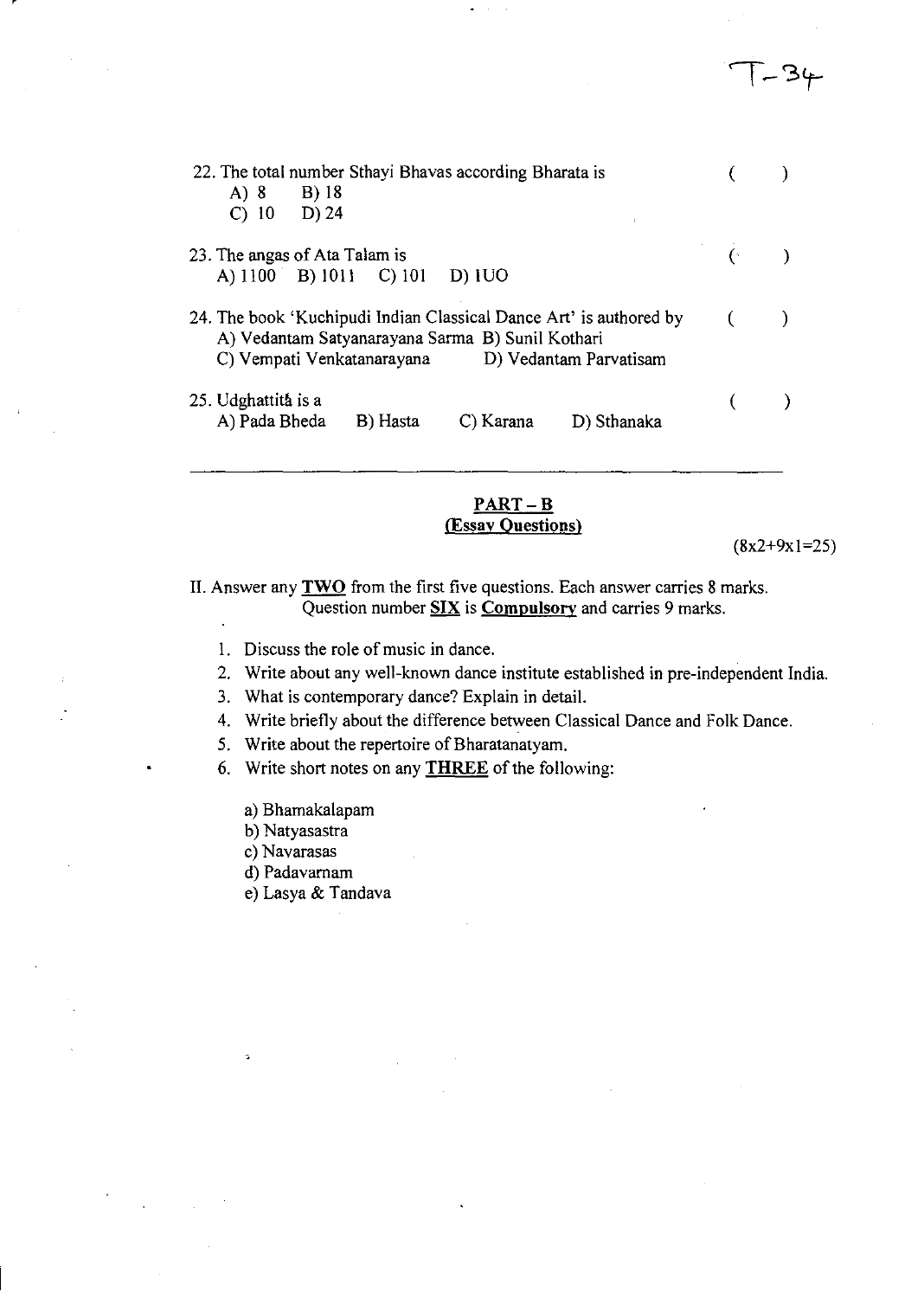22. The total number Sthayi Bhavas according Bharata is ( )
   A) 8 B) 18
   C) 10 D) 24

23. The angas of Ata Talam is ( )
   A) 1100 B) 1011 C) 101 D) IUO

24. The book 'Kuchipudi Indian Classical Dance Art' is authored by ( )
   A) Vedantam Satyanarayana Sarma B) Sunil Kothari
   C) Vempati Venkatanarayana D) Vedantam Parvatisam

25. Udghattità is a ( )
   A) Pada Bheda B) Hasta C) Karana D) Sthanaka

---

## PART – B
## (Essay Questions)

(8x2+9x1=25)

II. Answer any **TWO** from the first five questions. Each answer carries 8 marks. Question number **SIX** is **Compulsory** and carries 9 marks.

1. Discuss the role of music in dance.
2. Write about any well-known dance institute established in pre-independent India.
3. What is contemporary dance? Explain in detail.
4. Write briefly about the difference between Classical Dance and Folk Dance.
5. Write about the repertoire of Bharatanatyam.
6. Write short notes on any **THREE** of the following:

   a) Bhamakalapam
   b) Natyasastra
   c) Navarasas
   d) Padavarnam
   e) Lasya & Tandava